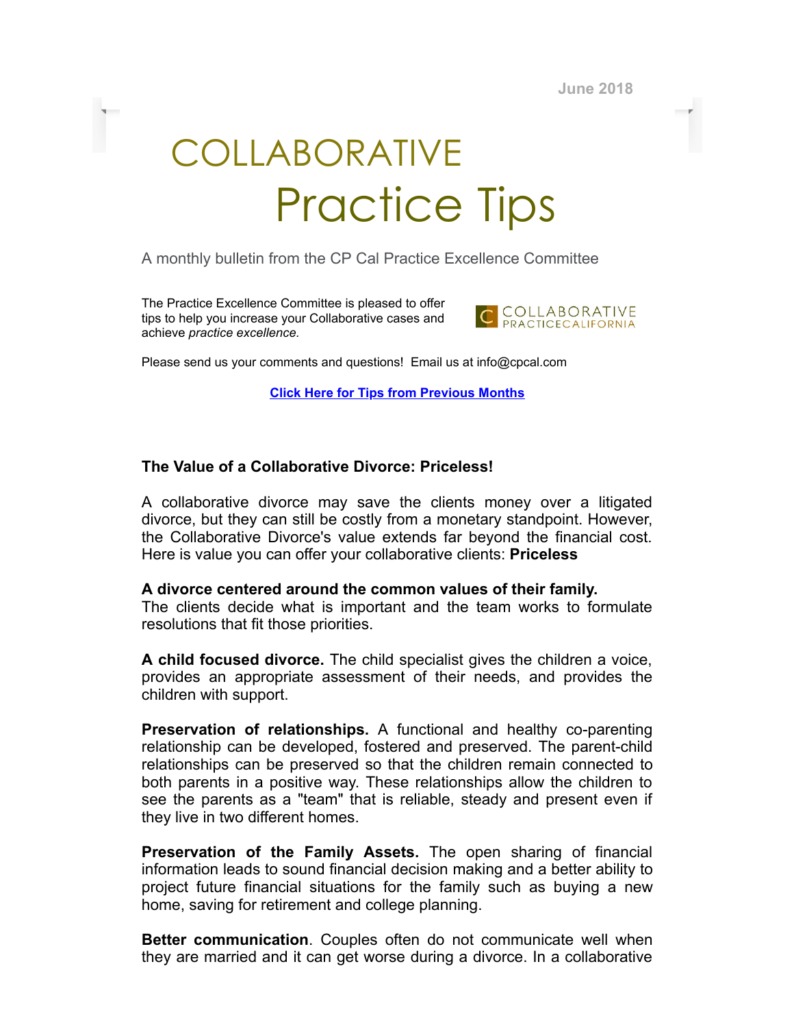June 2018

# COLLABORATIVE Practice Tips

A monthly bulletin from the CP Cal Practice Excellence Committee

The Practice Excellence Committee is pleased to offer tips to help you increase your Collaborative cases and achieve *practice excellence.*

COLLABORATIVE PRACTICECALIFORNIA

Please send us your comments and questions! Email us at info@cpcal.com

**Click Here for Tips from Previous Months**

**The Value of a Collaborative Divorce: Priceless!**

A collaborative divorce may save the clients money over a litigated divorce, but they can still be costly from a monetary standpoint. However, the Collaborative Divorce's value extends far beyond the financial cost. Here is value you can offer your collaborative clients: **Priceless**

**A divorce centered around the common values of their family.**
The clients decide what is important and the team works to formulate resolutions that fit those priorities.

**A child focused divorce.** The child specialist gives the children a voice, provides an appropriate assessment of their needs, and provides the children with support.

**Preservation of relationships.** A functional and healthy co-parenting relationship can be developed, fostered and preserved. The parent-child relationships can be preserved so that the children remain connected to both parents in a positive way. These relationships allow the children to see the parents as a "team" that is reliable, steady and present even if they live in two different homes.

**Preservation of the Family Assets.** The open sharing of financial information leads to sound financial decision making and a better ability to project future financial situations for the family such as buying a new home, saving for retirement and college planning.

**Better communication**. Couples often do not communicate well when they are married and it can get worse during a divorce. In a collaborative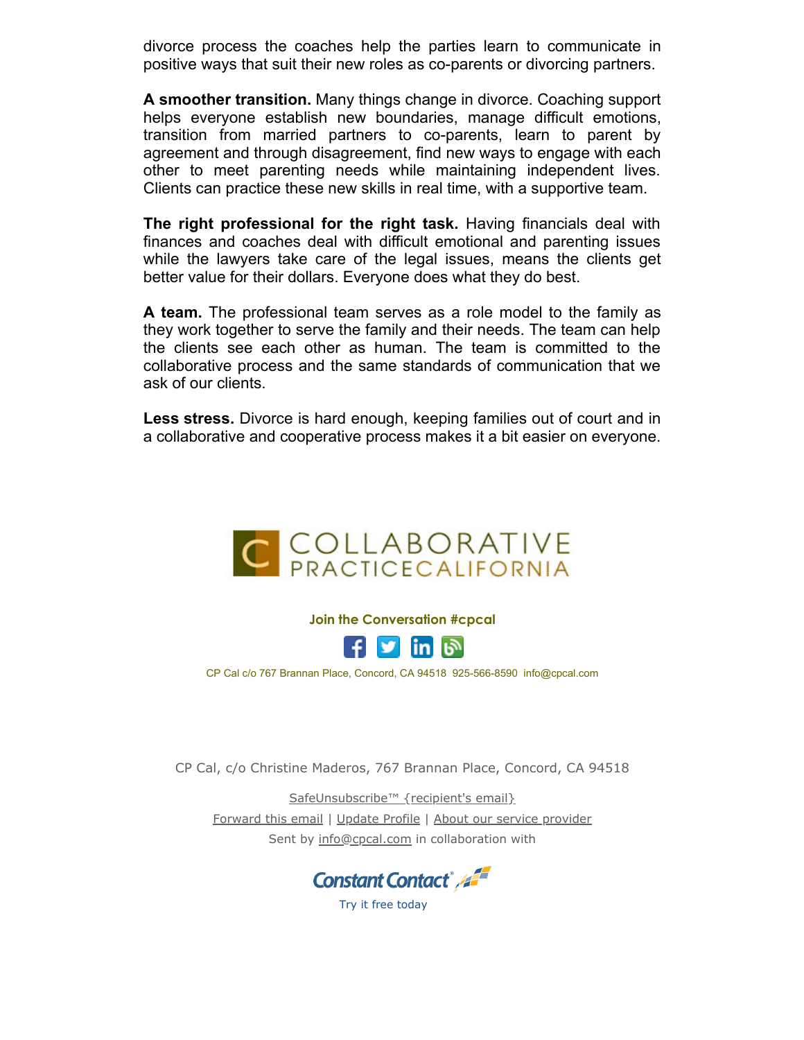divorce process the coaches help the parties learn to communicate in positive ways that suit their new roles as co-parents or divorcing partners.

**A smoother transition.** Many things change in divorce. Coaching support helps everyone establish new boundaries, manage difficult emotions, transition from married partners to co-parents, learn to parent by agreement and through disagreement, find new ways to engage with each other to meet parenting needs while maintaining independent lives. Clients can practice these new skills in real time, with a supportive team.

**The right professional for the right task.** Having financials deal with finances and coaches deal with difficult emotional and parenting issues while the lawyers take care of the legal issues, means the clients get better value for their dollars. Everyone does what they do best.

**A team.** The professional team serves as a role model to the family as they work together to serve the family and their needs. The team can help the clients see each other as human. The team is committed to the collaborative process and the same standards of communication that we ask of our clients.

**Less stress.** Divorce is hard enough, keeping families out of court and in a collaborative and cooperative process makes it a bit easier on everyone.

COLLABORATIVE PRACTICE CALIFORNIA

**Join the Conversation #cpcal**

CP Cal c/o 767 Brannan Place, Concord, CA 94518 925-566-8590 info@cpcal.com

CP Cal, c/o Christine Maderos, 767 Brannan Place, Concord, CA 94518

SafeUnsubscribe™ {recipient's email}

Forward this email | Update Profile | About our service provider

Sent by info@cpcal.com in collaboration with

Constant Contact

Try it free today